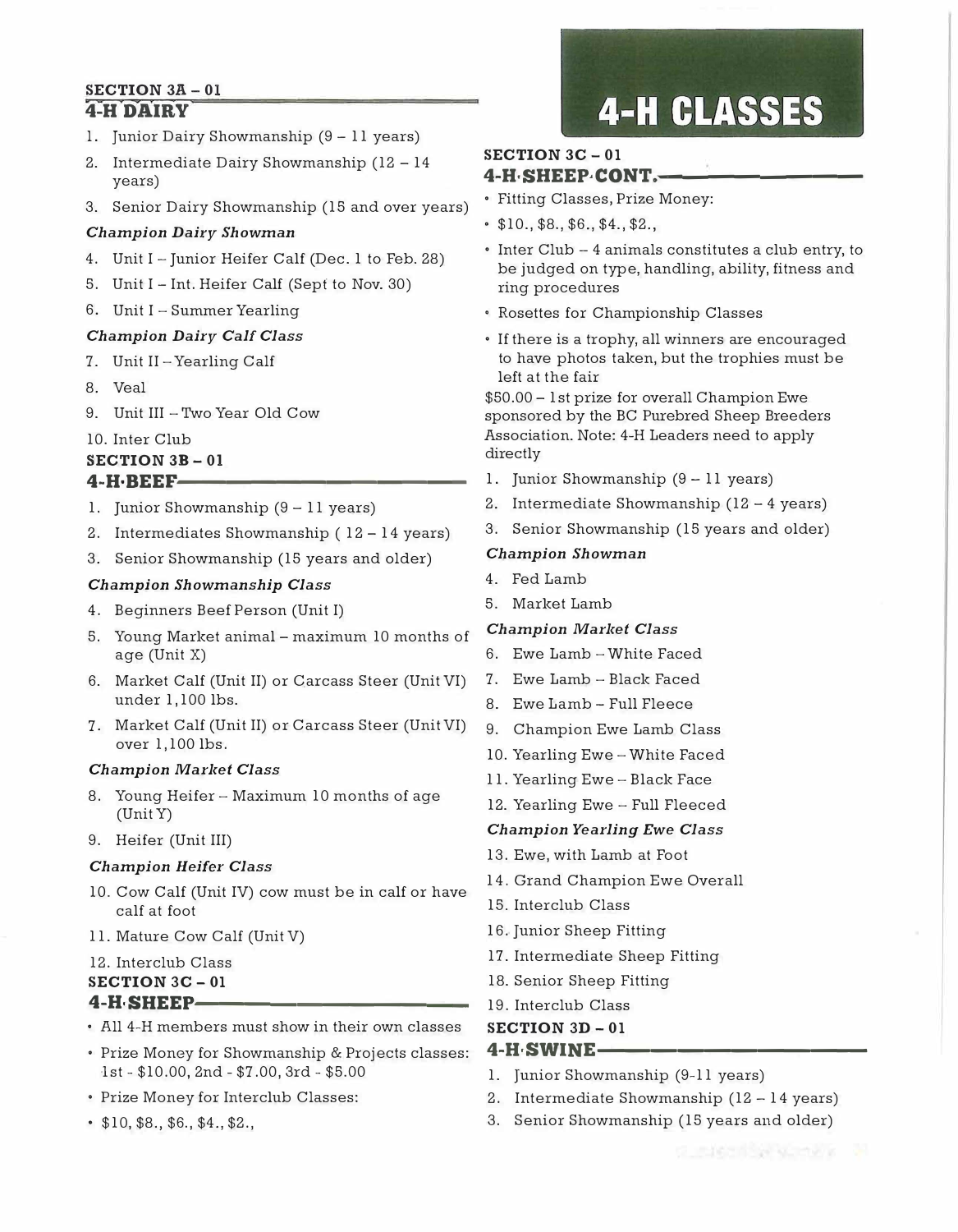# 4-H CLASSES

## SECTION 3A – 01
### 4-H DAIRY

1. Junior Dairy Showmanship (9 – 11 years)
2. Intermediate Dairy Showmanship (12 – 14 years)
3. Senior Dairy Showmanship (15 and over years)

***Champion Dairy Showman***

4. Unit I – Junior Heifer Calf (Dec. 1 to Feb. 28)
5. Unit I – Int. Heifer Calf (Sept to Nov. 30)
6. Unit I – Summer Yearling

***Champion Dairy Calf Class***

7. Unit II – Yearling Calf
8. Veal
9. Unit III – Two Year Old Cow
10. Inter Club

## SECTION 3B – 01
### 4-H BEEF

1. Junior Showmanship (9 – 11 years)
2. Intermediates Showmanship ( 12 – 14 years)
3. Senior Showmanship (15 years and older)

***Champion Showmanship Class***

4. Beginners Beef Person (Unit I)
5. Young Market animal – maximum 10 months of age (Unit X)
6. Market Calf (Unit II) or Carcass Steer (Unit VI) under 1,100 lbs.
7. Market Calf (Unit II) or Carcass Steer (Unit VI) over 1,100 lbs.

***Champion Market Class***

8. Young Heifer – Maximum 10 months of age (Unit Y)
9. Heifer (Unit III)

***Champion Heifer Class***

10. Cow Calf (Unit IV) cow must be in calf or have calf at foot
11. Mature Cow Calf (Unit V)
12. Interclub Class

## SECTION 3C – 01
### 4-H SHEEP

- All 4-H members must show in their own classes
- Prize Money for Showmanship & Projects classes: 1st - $10.00, 2nd - $7.00, 3rd - $5.00
- Prize Money for Interclub Classes:
- $10, $8., $6., $4., $2.,

## SECTION 3C – 01
### 4-H SHEEP CONT.

- Fitting Classes, Prize Money:
- $10., $8., $6., $4., $2.,
- Inter Club – 4 animals constitutes a club entry, to be judged on type, handling, ability, fitness and ring procedures
- Rosettes for Championship Classes
- If there is a trophy, all winners are encouraged to have photos taken, but the trophies must be left at the fair

$50.00 – 1st prize for overall Champion Ewe sponsored by the BC Purebred Sheep Breeders Association. Note: 4-H Leaders need to apply directly

1. Junior Showmanship (9 – 11 years)
2. Intermediate Showmanship (12 – 4 years)
3. Senior Showmanship (15 years and older)

***Champion Showman***

4. Fed Lamb
5. Market Lamb

***Champion Market Class***

6. Ewe Lamb – White Faced
7. Ewe Lamb – Black Faced
8. Ewe Lamb – Full Fleece
9. Champion Ewe Lamb Class
10. Yearling Ewe – White Faced
11. Yearling Ewe – Black Face
12. Yearling Ewe – Full Fleeced

***Champion Yearling Ewe Class***

13. Ewe, with Lamb at Foot
14. Grand Champion Ewe Overall
15. Interclub Class
16. Junior Sheep Fitting
17. Intermediate Sheep Fitting
18. Senior Sheep Fitting
19. Interclub Class

## SECTION 3D – 01
### 4-H SWINE

1. Junior Showmanship (9-11 years)
2. Intermediate Showmanship (12 – 14 years)
3. Senior Showmanship (15 years and older)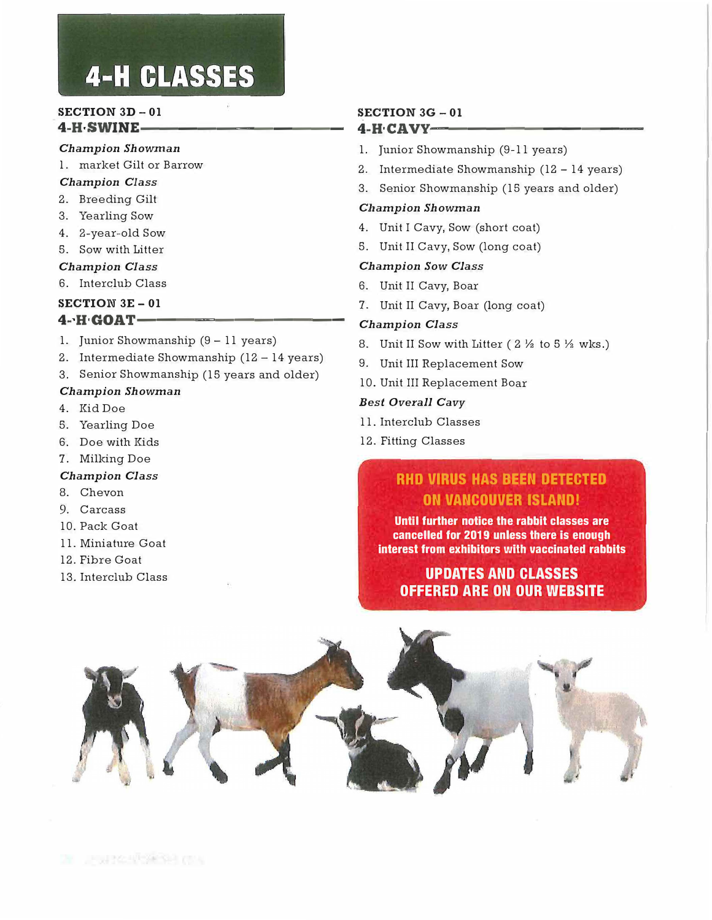# 4-H CLASSES

## SECTION 3D – 01

### 4-H SWINE

*Champion Showman*

1. market Gilt or Barrow

*Champion Class*

2. Breeding Gilt
3. Yearling Sow
4. 2-year-old Sow
5. Sow with Litter

*Champion Class*

6. Interclub Class

## SECTION 3E – 01

### 4-H GOAT

1. Junior Showmanship (9 – 11 years)
2. Intermediate Showmanship (12 – 14 years)
3. Senior Showmanship (15 years and older)

*Champion Showman*

4. Kid Doe
5. Yearling Doe
6. Doe with Kids
7. Milking Doe

*Champion Class*

8. Chevon
9. Carcass
10. Pack Goat
11. Miniature Goat
12. Fibre Goat
13. Interclub Class

## SECTION 3G – 01

### 4-H CAVY

1. Junior Showmanship (9-11 years)
2. Intermediate Showmanship (12 – 14 years)
3. Senior Showmanship (15 years and older)

*Champion Showman*

4. Unit I Cavy, Sow (short coat)
5. Unit II Cavy, Sow (long coat)

*Champion Sow Class*

6. Unit II Cavy, Boar
7. Unit II Cavy, Boar (long coat)

*Champion Class*

8. Unit II Sow with Litter ( 2 ½ to 5 ½ wks.)
9. Unit III Replacement Sow
10. Unit III Replacement Boar

*Best Overall Cavy*

11. Interclub Classes
12. Fitting Classes

**RHD VIRUS HAS BEEN DETECTED ON VANCOUVER ISLAND!**

**Until further notice the rabbit classes are cancelled for 2019 unless there is enough interest from exhibitors with vaccinated rabbits**

**UPDATES AND CLASSES OFFERED ARE ON OUR WEBSITE**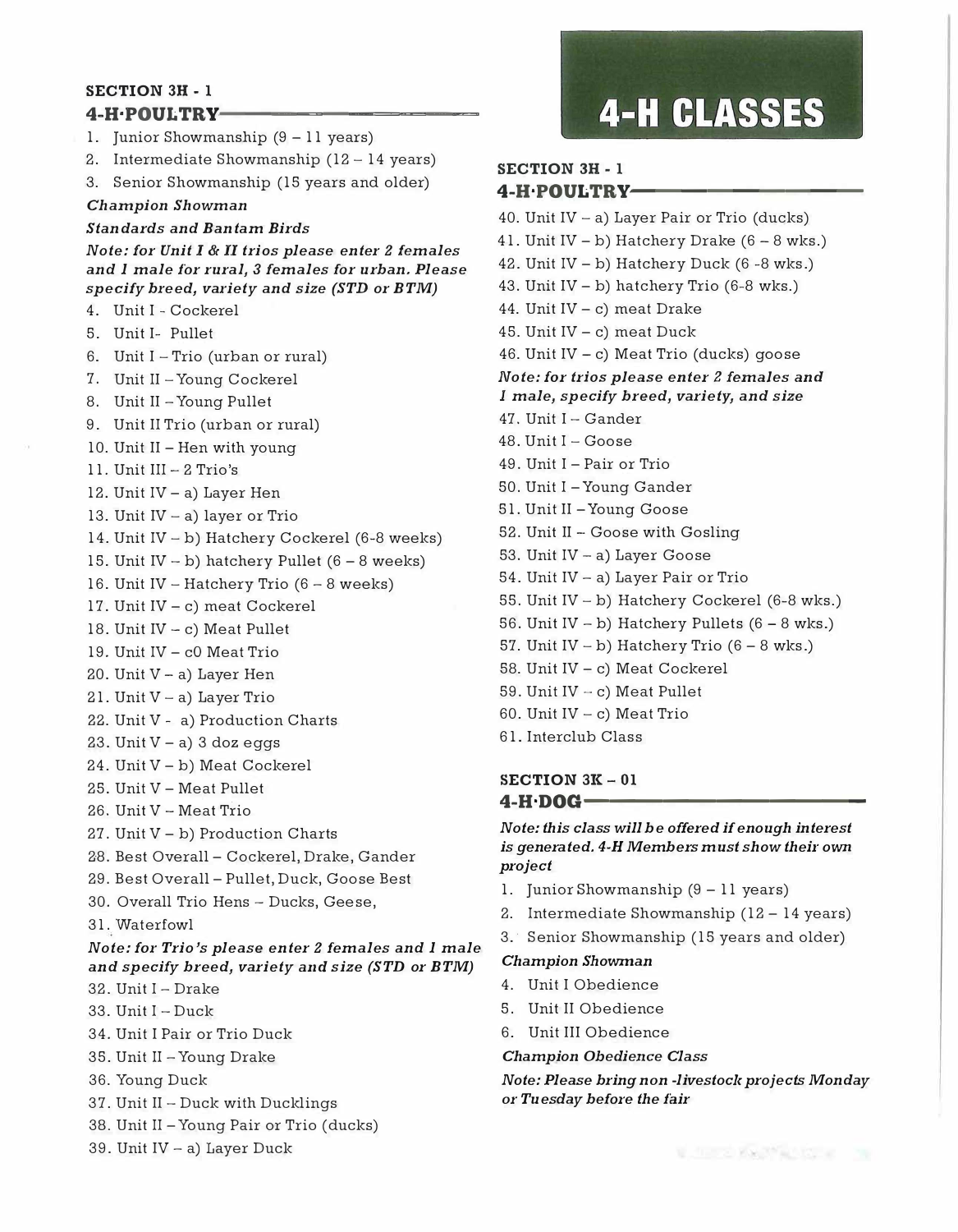# 4-H CLASSES

## SECTION 3H - 1
### 4-H·POULTRY

1. Junior Showmanship (9 – 11 years)
2. Intermediate Showmanship (12 – 14 years)
3. Senior Showmanship (15 years and older)

***Champion Showman***

***Standards and Bantam Birds***

***Note: for Unit I & II trios please enter 2 females and 1 male for rural, 3 females for urban. Please specify breed, variety and size (STD or BTM)***

4. Unit I - Cockerel
5. Unit I- Pullet
6. Unit I – Trio (urban or rural)
7. Unit II – Young Cockerel
8. Unit II – Young Pullet
9. Unit II Trio (urban or rural)
10. Unit II – Hen with young
11. Unit III – 2 Trio's
12. Unit IV – a) Layer Hen
13. Unit IV – a) layer or Trio
14. Unit IV – b) Hatchery Cockerel (6-8 weeks)
15. Unit IV – b) hatchery Pullet (6 – 8 weeks)
16. Unit IV – Hatchery Trio (6 – 8 weeks)
17. Unit IV – c) meat Cockerel
18. Unit IV – c) Meat Pullet
19. Unit IV – c0 Meat Trio
20. Unit V – a) Layer Hen
21. Unit V – a) Layer Trio
22. Unit V - a) Production Charts
23. Unit V – a) 3 doz eggs
24. Unit V – b) Meat Cockerel
25. Unit V – Meat Pullet
26. Unit V – Meat Trio
27. Unit V – b) Production Charts
28. Best Overall – Cockerel, Drake, Gander
29. Best Overall – Pullet, Duck, Goose Best
30. Overall Trio Hens – Ducks, Geese,
31. Waterfowl

***Note: for Trio's please enter 2 females and 1 male and specify breed, variety and size (STD or BTM)***

32. Unit I – Drake
33. Unit I – Duck
34. Unit I Pair or Trio Duck
35. Unit II – Young Drake
36. Young Duck
37. Unit II – Duck with Ducklings
38. Unit II – Young Pair or Trio (ducks)
39. Unit IV – a) Layer Duck

## SECTION 3H - 1
### 4-H·POULTRY

40. Unit IV – a) Layer Pair or Trio (ducks)
41. Unit IV – b) Hatchery Drake (6 – 8 wks.)
42. Unit IV – b) Hatchery Duck (6 -8 wks.)
43. Unit IV – b) hatchery Trio (6-8 wks.)
44. Unit IV – c) meat Drake
45. Unit IV – c) meat Duck
46. Unit IV – c) Meat Trio (ducks) goose

***Note: for trios please enter 2 females and 1 male, specify breed, variety, and size***

47. Unit I – Gander
48. Unit I – Goose
49. Unit I – Pair or Trio
50. Unit I – Young Gander
51. Unit II – Young Goose
52. Unit II – Goose with Gosling
53. Unit IV – a) Layer Goose
54. Unit IV – a) Layer Pair or Trio
55. Unit IV – b) Hatchery Cockerel (6-8 wks.)
56. Unit IV – b) Hatchery Pullets (6 – 8 wks.)
57. Unit IV – b) Hatchery Trio (6 – 8 wks.)
58. Unit IV – c) Meat Cockerel
59. Unit IV – c) Meat Pullet
60. Unit IV – c) Meat Trio
61. Interclub Class

## SECTION 3K – 01
### 4-H·DOG

***Note: this class will be offered if enough interest is generated. 4-H Members must show their own project***

1. Junior Showmanship (9 – 11 years)
2. Intermediate Showmanship (12 – 14 years)
3. Senior Showmanship (15 years and older)

***Champion Showman***

4. Unit I Obedience
5. Unit II Obedience
6. Unit III Obedience

***Champion Obedience Class***

***Note: Please bring non -livestock projects Monday or Tuesday before the fair***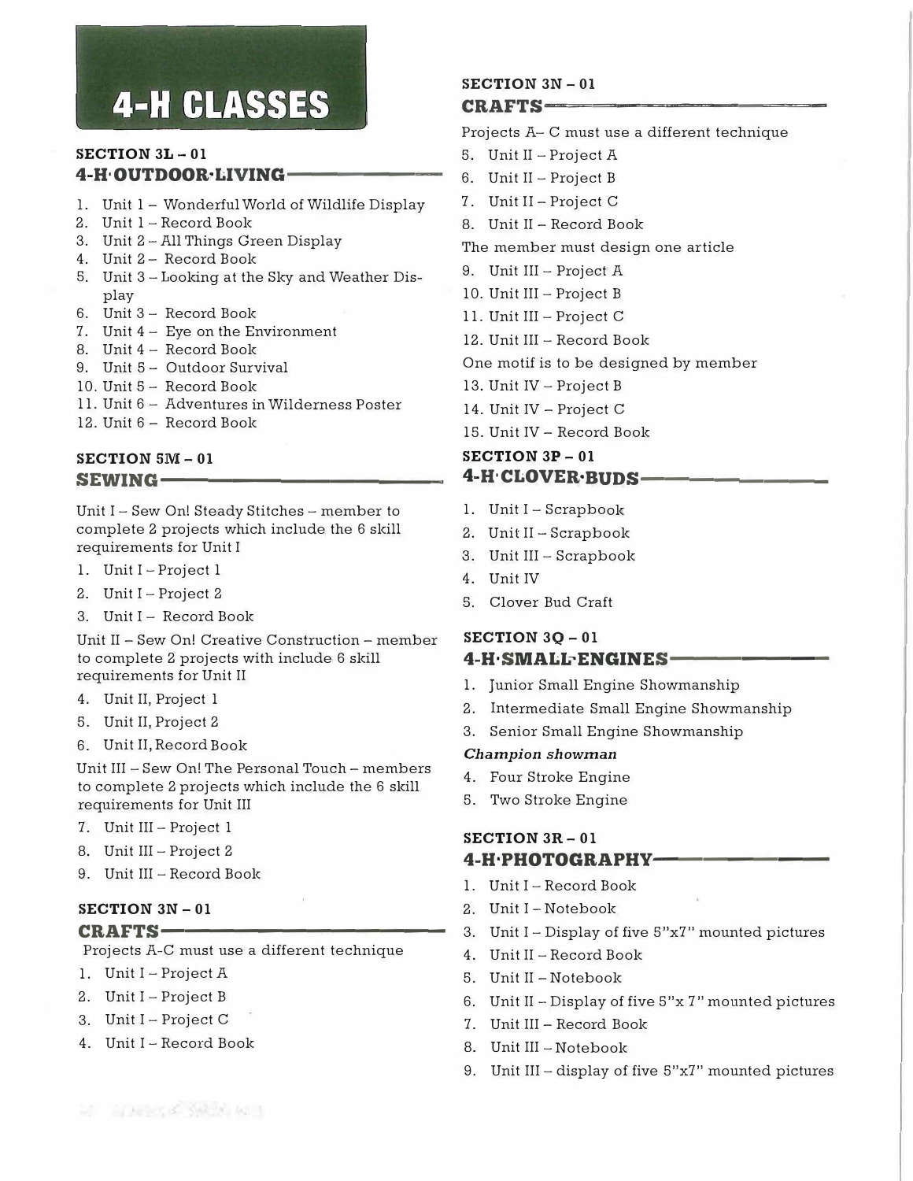# 4-H CLASSES

### SECTION 3L – 01
## 4-H OUTDOOR LIVING

1. Unit 1 – Wonderful World of Wildlife Display
2. Unit 1 – Record Book
3. Unit 2 – All Things Green Display
4. Unit 2 – Record Book
5. Unit 3 – Looking at the Sky and Weather Display
6. Unit 3 – Record Book
7. Unit 4 – Eye on the Environment
8. Unit 4 – Record Book
9. Unit 5 – Outdoor Survival
10. Unit 5 – Record Book
11. Unit 6 – Adventures in Wilderness Poster
12. Unit 6 – Record Book

### SECTION 5M – 01
## SEWING

Unit I – Sew On! Steady Stitches – member to complete 2 projects which include the 6 skill requirements for Unit I

1. Unit I – Project 1
2. Unit I – Project 2
3. Unit I – Record Book

Unit II – Sew On! Creative Construction – member to complete 2 projects with include 6 skill requirements for Unit II

4. Unit II, Project 1
5. Unit II, Project 2
6. Unit II, Record Book

Unit III – Sew On! The Personal Touch – members to complete 2 projects which include the 6 skill requirements for Unit III

7. Unit III – Project 1
8. Unit III – Project 2
9. Unit III – Record Book

### SECTION 3N – 01
## CRAFTS

Projects A-C must use a different technique

1. Unit I – Project A
2. Unit I – Project B
3. Unit I – Project C
4. Unit I – Record Book

### SECTION 3N – 01
## CRAFTS

Projects A– C must use a different technique

5. Unit II – Project A
6. Unit II – Project B
7. Unit II – Project C
8. Unit II – Record Book

The member must design one article

9. Unit III – Project A
10. Unit III – Project B
11. Unit III – Project C
12. Unit III – Record Book

One motif is to be designed by member

13. Unit IV – Project B
14. Unit IV – Project C
15. Unit IV – Record Book

### SECTION 3P – 01
## 4-H CLOVER BUDS

1. Unit I – Scrapbook
2. Unit II – Scrapbook
3. Unit III – Scrapbook
4. Unit IV
5. Clover Bud Craft

### SECTION 3Q – 01
## 4-H SMALL ENGINES

1. Junior Small Engine Showmanship
2. Intermediate Small Engine Showmanship
3. Senior Small Engine Showmanship

***Champion showman***

4. Four Stroke Engine
5. Two Stroke Engine

### SECTION 3R – 01
## 4-H PHOTOGRAPHY

1. Unit I – Record Book
2. Unit I – Notebook
3. Unit I – Display of five 5"x7" mounted pictures
4. Unit II – Record Book
5. Unit II – Notebook
6. Unit II – Display of five 5"x 7" mounted pictures
7. Unit III – Record Book
8. Unit III – Notebook
9. Unit III – display of five 5"x7" mounted pictures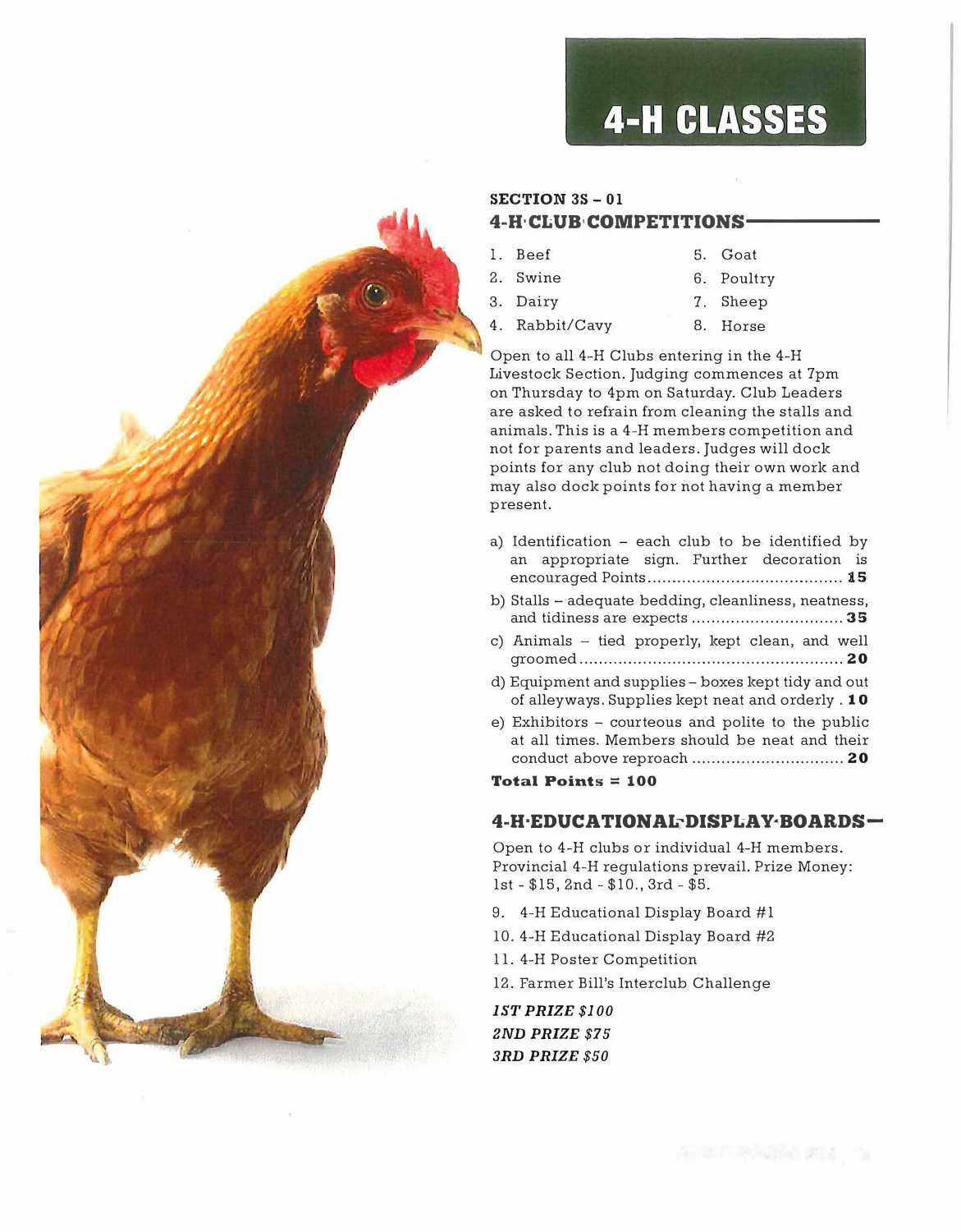# 4-H CLASSES

## SECTION 3S – 01

### 4-H CLUB COMPETITIONS

1. Beef
2. Swine
3. Dairy
4. Rabbit/Cavy
5. Goat
6. Poultry
7. Sheep
8. Horse

Open to all 4-H Clubs entering in the 4-H Livestock Section. Judging commences at 7pm on Thursday to 4pm on Saturday. Club Leaders are asked to refrain from cleaning the stalls and animals. This is a 4-H members competition and not for parents and leaders. Judges will dock points for any club not doing their own work and may also dock points for not having a member present.

a) Identification – each club to be identified by an appropriate sign. Further decoration is encouraged Points....................................... **15**
b) Stalls – adequate bedding, cleanliness, neatness, and tidiness are expects .............................. **35**
c) Animals – tied properly, kept clean, and well groomed..................................................... **20**
d) Equipment and supplies – boxes kept tidy and out of alleyways. Supplies kept neat and orderly . **10**
e) Exhibitors – courteous and polite to the public at all times. Members should be neat and their conduct above reproach .............................. **20**

**Total Points = 100**

### 4-H EDUCATIONAL DISPLAY BOARDS

Open to 4-H clubs or individual 4-H members. Provincial 4-H regulations prevail. Prize Money: 1st - $15, 2nd - $10., 3rd - $5.

9. 4-H Educational Display Board #1
10. 4-H Educational Display Board #2
11. 4-H Poster Competition
12. Farmer Bill's Interclub Challenge

***1ST PRIZE $100***
***2ND PRIZE $75***
***3RD PRIZE $50***